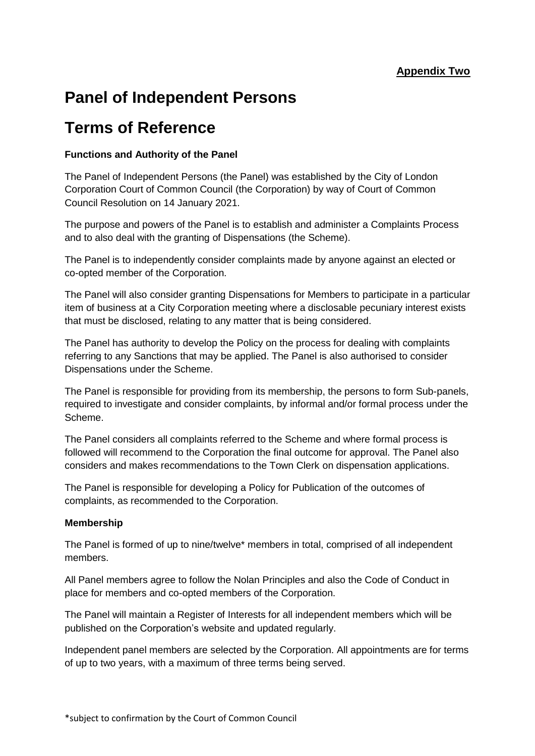**Appendix Two**

# Panel of Independent Persons

# Terms of Reference

**Functions and Authority of the Panel**

The Panel of Independent Persons (the Panel) was established by the City of London Corporation Court of Common Council (the Corporation) by way of Court of Common Council Resolution on 14 January 2021.

The purpose and powers of the Panel is to establish and administer a Complaints Process and to also deal with the granting of Dispensations (the Scheme).

The Panel is to independently consider complaints made by anyone against an elected or co-opted member of the Corporation.

The Panel will also consider granting Dispensations for Members to participate in a particular item of business at a City Corporation meeting where a disclosable pecuniary interest exists that must be disclosed, relating to any matter that is being considered.

The Panel has authority to develop the Policy on the process for dealing with complaints referring to any Sanctions that may be applied. The Panel is also authorised to consider Dispensations under the Scheme.

The Panel is responsible for providing from its membership, the persons to form Sub-panels, required to investigate and consider complaints, by informal and/or formal process under the Scheme.

The Panel considers all complaints referred to the Scheme and where formal process is followed will recommend to the Corporation the final outcome for approval. The Panel also considers and makes recommendations to the Town Clerk on dispensation applications.

The Panel is responsible for developing a Policy for Publication of the outcomes of complaints, as recommended to the Corporation.

**Membership**

The Panel is formed of up to nine/twelve* members in total, comprised of all independent members.

All Panel members agree to follow the Nolan Principles and also the Code of Conduct in place for members and co-opted members of the Corporation.

The Panel will maintain a Register of Interests for all independent members which will be published on the Corporation's website and updated regularly.

Independent panel members are selected by the Corporation. All appointments are for terms of up to two years, with a maximum of three terms being served.

*subject to confirmation by the Court of Common Council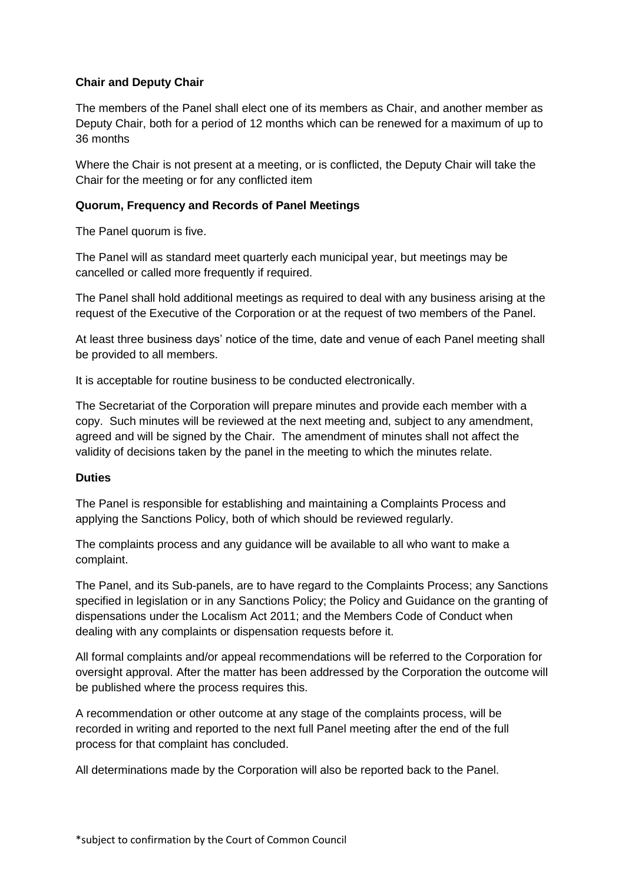**Chair and Deputy Chair**

The members of the Panel shall elect one of its members as Chair, and another member as Deputy Chair, both for a period of 12 months which can be renewed for a maximum of up to 36 months

Where the Chair is not present at a meeting, or is conflicted, the Deputy Chair will take the Chair for the meeting or for any conflicted item

**Quorum, Frequency and Records of Panel Meetings**

The Panel quorum is five.

The Panel will as standard meet quarterly each municipal year, but meetings may be cancelled or called more frequently if required.

The Panel shall hold additional meetings as required to deal with any business arising at the request of the Executive of the Corporation or at the request of two members of the Panel.

At least three business days' notice of the time, date and venue of each Panel meeting shall be provided to all members.

It is acceptable for routine business to be conducted electronically.

The Secretariat of the Corporation will prepare minutes and provide each member with a copy. Such minutes will be reviewed at the next meeting and, subject to any amendment, agreed and will be signed by the Chair. The amendment of minutes shall not affect the validity of decisions taken by the panel in the meeting to which the minutes relate.

**Duties**

The Panel is responsible for establishing and maintaining a Complaints Process and applying the Sanctions Policy, both of which should be reviewed regularly.

The complaints process and any guidance will be available to all who want to make a complaint.

The Panel, and its Sub-panels, are to have regard to the Complaints Process; any Sanctions specified in legislation or in any Sanctions Policy; the Policy and Guidance on the granting of dispensations under the Localism Act 2011; and the Members Code of Conduct when dealing with any complaints or dispensation requests before it.

All formal complaints and/or appeal recommendations will be referred to the Corporation for oversight approval. After the matter has been addressed by the Corporation the outcome will be published where the process requires this.

A recommendation or other outcome at any stage of the complaints process, will be recorded in writing and reported to the next full Panel meeting after the end of the full process for that complaint has concluded.

All determinations made by the Corporation will also be reported back to the Panel.

*subject to confirmation by the Court of Common Council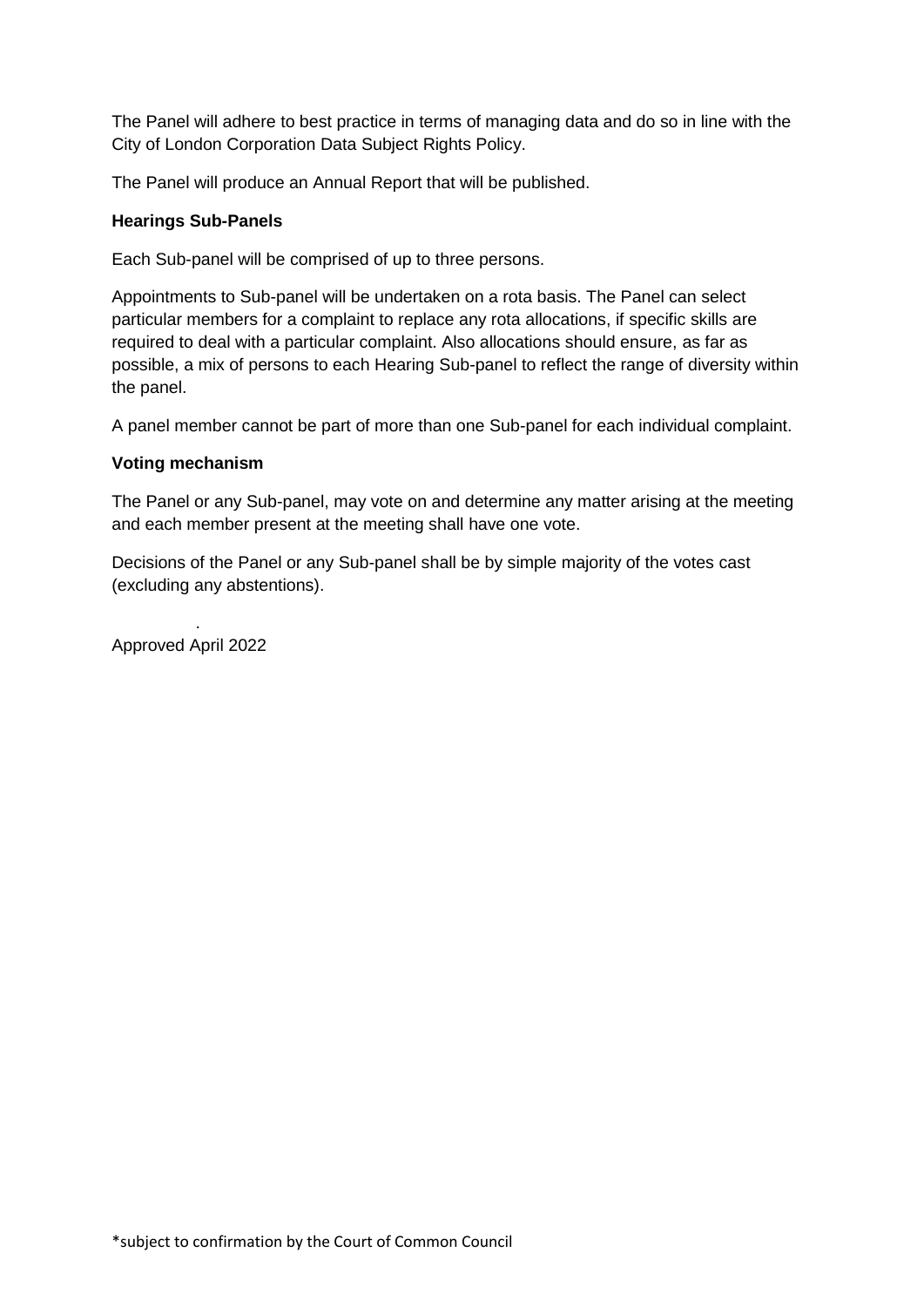The Panel will adhere to best practice in terms of managing data and do so in line with the City of London Corporation Data Subject Rights Policy.

The Panel will produce an Annual Report that will be published.

**Hearings Sub-Panels**

Each Sub-panel will be comprised of up to three persons.

Appointments to Sub-panel will be undertaken on a rota basis. The Panel can select particular members for a complaint to replace any rota allocations, if specific skills are required to deal with a particular complaint. Also allocations should ensure, as far as possible, a mix of persons to each Hearing Sub-panel to reflect the range of diversity within the panel.

A panel member cannot be part of more than one Sub-panel for each individual complaint.

**Voting mechanism**

The Panel or any Sub-panel, may vote on and determine any matter arising at the meeting and each member present at the meeting shall have one vote.

Decisions of the Panel or any Sub-panel shall be by simple majority of the votes cast (excluding any abstentions).

.
Approved April 2022

*subject to confirmation by the Court of Common Council